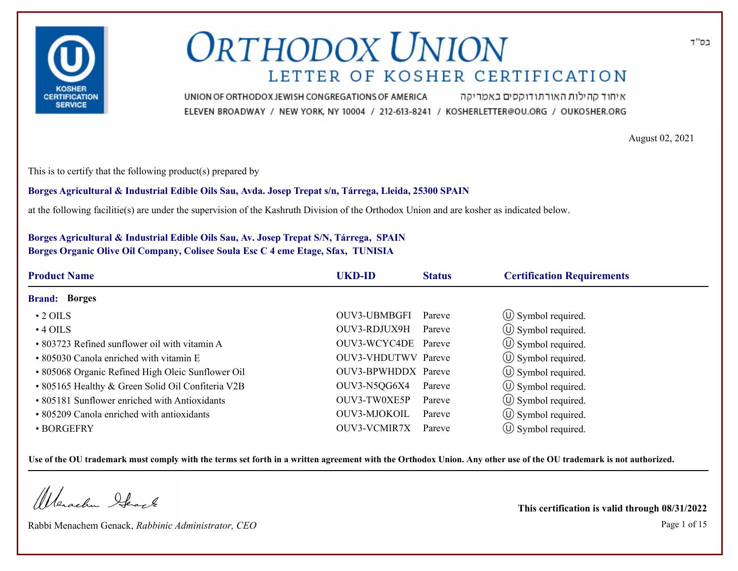בס"ד

# ORTHODOX UNION

## LETTER OF KOSHER CERTIFICATION

UNION OF ORTHODOX JEWISH CONGREGATIONS OF AMERICA איחוד קהילות האורתודוקסים באמריקה

ELEVEN BROADWAY / NEW YORK, NY 10004 / 212-613-8241 / KOSHERLETTER@OU.ORG / OUKOSHER.ORG

August 02, 2021

This is to certify that the following product(s) prepared by

**Borges Agricultural & Industrial Edible Oils Sau, Avda. Josep Trepat s/n, Tárrega, Lleida, 25300 SPAIN**

at the following facilitie(s) are under the supervision of the Kashruth Division of the Orthodox Union and are kosher as indicated below.

**Borges Agricultural & Industrial Edible Oils Sau, Av. Josep Trepat S/N, Tárrega, SPAIN**
**Borges Organic Olive Oil Company, Colisee Soula Esc C 4 eme Etage, Sfax, TUNISIA**

| Product Name | UKD-ID | Status | Certification Requirements |
|---|---|---|---|
| **Brand: Borges** | | | |
| • 2 OILS | OUV3-UBMBGFI | Pareve | Ⓤ Symbol required. |
| • 4 OILS | OUV3-RDJUX9H | Pareve | Ⓤ Symbol required. |
| • 803723 Refined sunflower oil with vitamin A | OUV3-WCYC4DE | Pareve | Ⓤ Symbol required. |
| • 805030 Canola enriched with vitamin E | OUV3-VHDUTWV | Pareve | Ⓤ Symbol required. |
| • 805068 Organic Refined High Oleic Sunflower Oil | OUV3-BPWHDDX | Pareve | Ⓤ Symbol required. |
| • 805165 Healthy & Green Solid Oil Confiteria V2B | OUV3-N5QG6X4 | Pareve | Ⓤ Symbol required. |
| • 805181 Sunflower enriched with Antioxidants | OUV3-TW0XE5P | Pareve | Ⓤ Symbol required. |
| • 805209 Canola enriched with antioxidants | OUV3-MJOKOIL | Pareve | Ⓤ Symbol required. |
| • BORGEFRY | OUV3-VCMIR7X | Pareve | Ⓤ Symbol required. |

**Use of the OU trademark must comply with the terms set forth in a written agreement with the Orthodox Union. Any other use of the OU trademark is not authorized.**

Rabbi Menachem Genack, *Rabbinic Administrator, CEO*

**This certification is valid through 08/31/2022**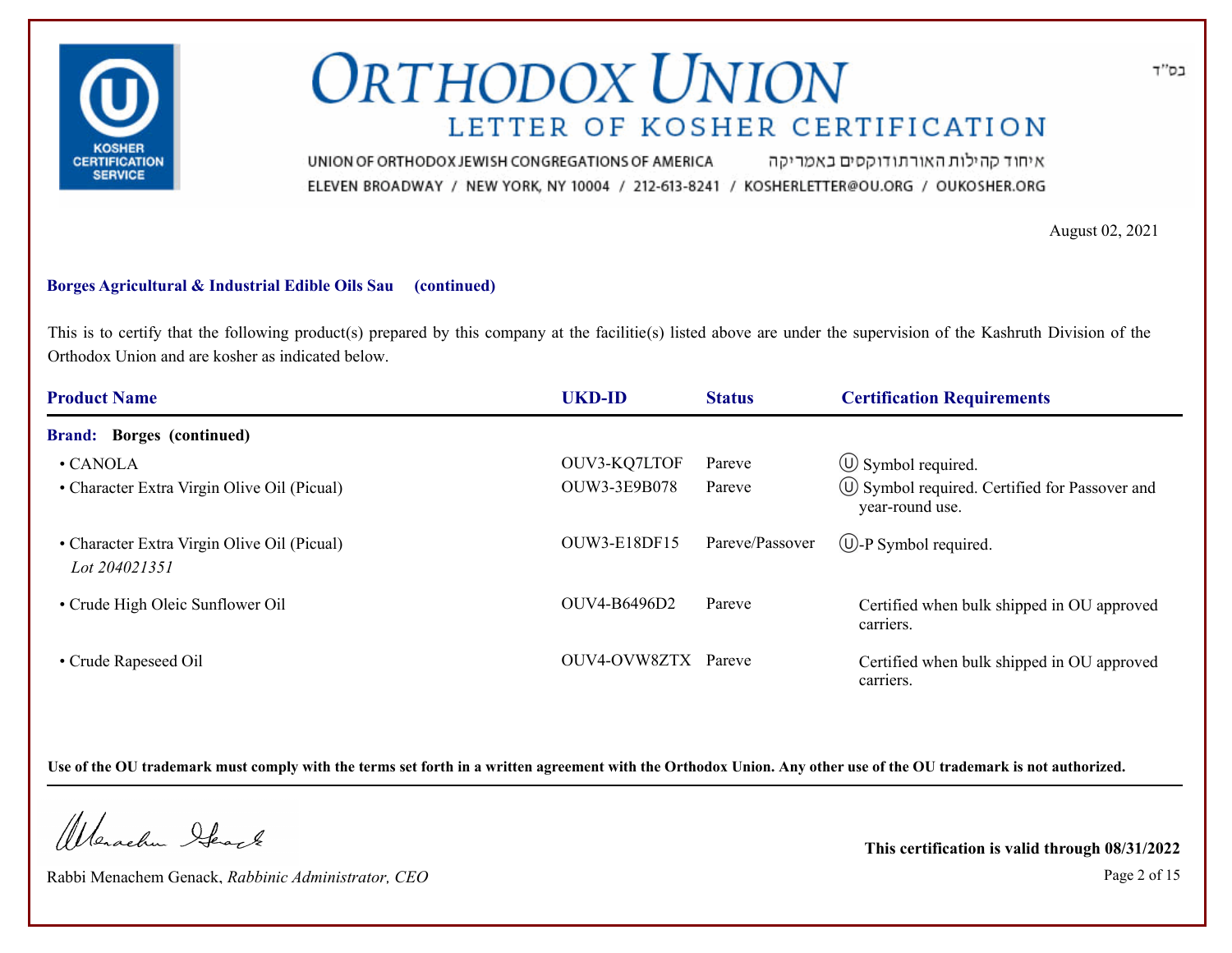# ORTHODOX UNION

## LETTER OF KOSHER CERTIFICATION

UNION OF ORTHODOX JEWISH CONGREGATIONS OF AMERICA איחוד קהילות האורתודוקסים באמריקה

ELEVEN BROADWAY / NEW YORK, NY 10004 / 212-613-8241 / KOSHERLETTER@OU.ORG / OUKOSHER.ORG

בס"ד

August 02, 2021

**Borges Agricultural & Industrial Edible Oils Sau (continued)**

This is to certify that the following product(s) prepared by this company at the facilitie(s) listed above are under the supervision of the Kashruth Division of the Orthodox Union and are kosher as indicated below.

| Product Name | UKD-ID | Status | Certification Requirements |
|---|---|---|---|
| **Brand: Borges (continued)** | | | |
| • CANOLA | OUV3-KQ7LTOF | Pareve | Ⓤ Symbol required. |
| • Character Extra Virgin Olive Oil (Picual) | OUW3-3E9B078 | Pareve | Ⓤ Symbol required. Certified for Passover and year-round use. |
| • Character Extra Virgin Olive Oil (Picual) *Lot 204021351* | OUW3-E18DF15 | Pareve/Passover | Ⓤ-P Symbol required. |
| • Crude High Oleic Sunflower Oil | OUV4-B6496D2 | Pareve | Certified when bulk shipped in OU approved carriers. |
| • Crude Rapeseed Oil | OUV4-OVW8ZTX | Pareve | Certified when bulk shipped in OU approved carriers. |

**Use of the OU trademark must comply with the terms set forth in a written agreement with the Orthodox Union. Any other use of the OU trademark is not authorized.**

Rabbi Menachem Genack, *Rabbinic Administrator, CEO*

**This certification is valid through 08/31/2022**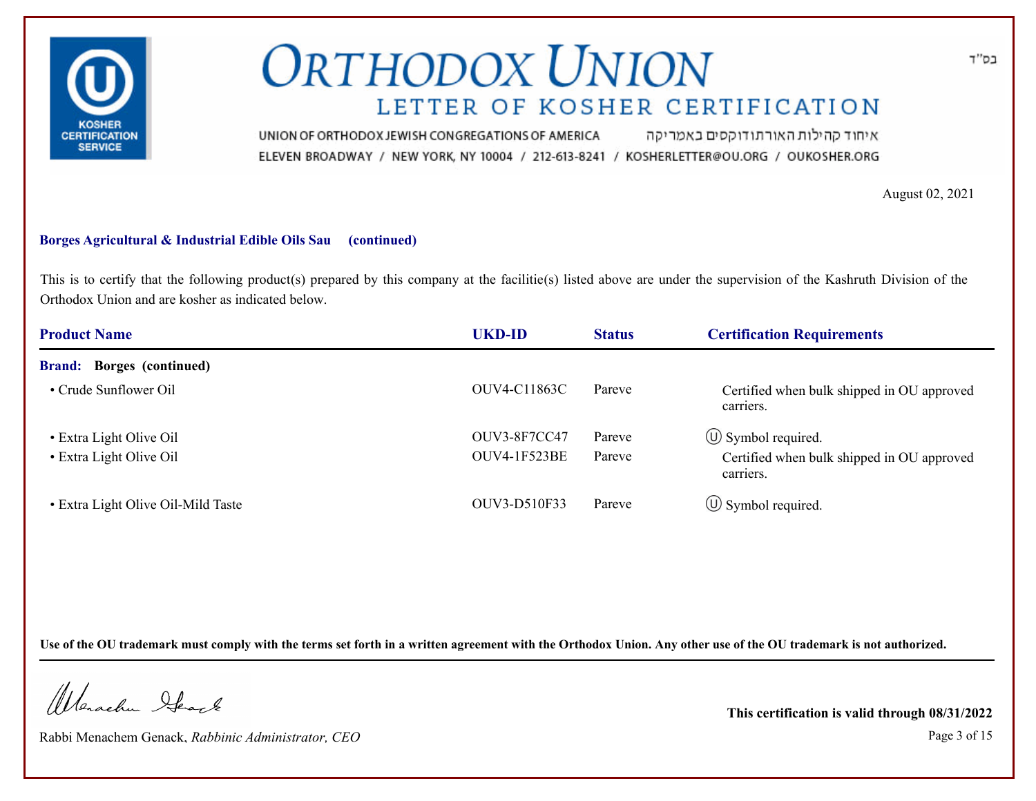בס"ד

# ORTHODOX UNION

## LETTER OF KOSHER CERTIFICATION

UNION OF ORTHODOX JEWISH CONGREGATIONS OF AMERICA איחוד קהילות האורתודוקסים באמריקה

ELEVEN BROADWAY / NEW YORK, NY 10004 / 212-613-8241 / KOSHERLETTER@OU.ORG / OUKOSHER.ORG

August 02, 2021

**Borges Agricultural & Industrial Edible Oils Sau (continued)**

This is to certify that the following product(s) prepared by this company at the facilitie(s) listed above are under the supervision of the Kashruth Division of the Orthodox Union and are kosher as indicated below.

| Product Name | UKD-ID | Status | Certification Requirements |
|---|---|---|---|
| **Brand: Borges (continued)** | | | |
| • Crude Sunflower Oil | OUV4-C11863C | Pareve | Certified when bulk shipped in OU approved carriers. |
| • Extra Light Olive Oil | OUV3-8F7CC47 | Pareve | Ⓤ Symbol required. |
| • Extra Light Olive Oil | OUV4-1F523BE | Pareve | Certified when bulk shipped in OU approved carriers. |
| • Extra Light Olive Oil-Mild Taste | OUV3-D510F33 | Pareve | Ⓤ Symbol required. |

**Use of the OU trademark must comply with the terms set forth in a written agreement with the Orthodox Union. Any other use of the OU trademark is not authorized.**

Rabbi Menachem Genack, *Rabbinic Administrator, CEO*

**This certification is valid through 08/31/2022**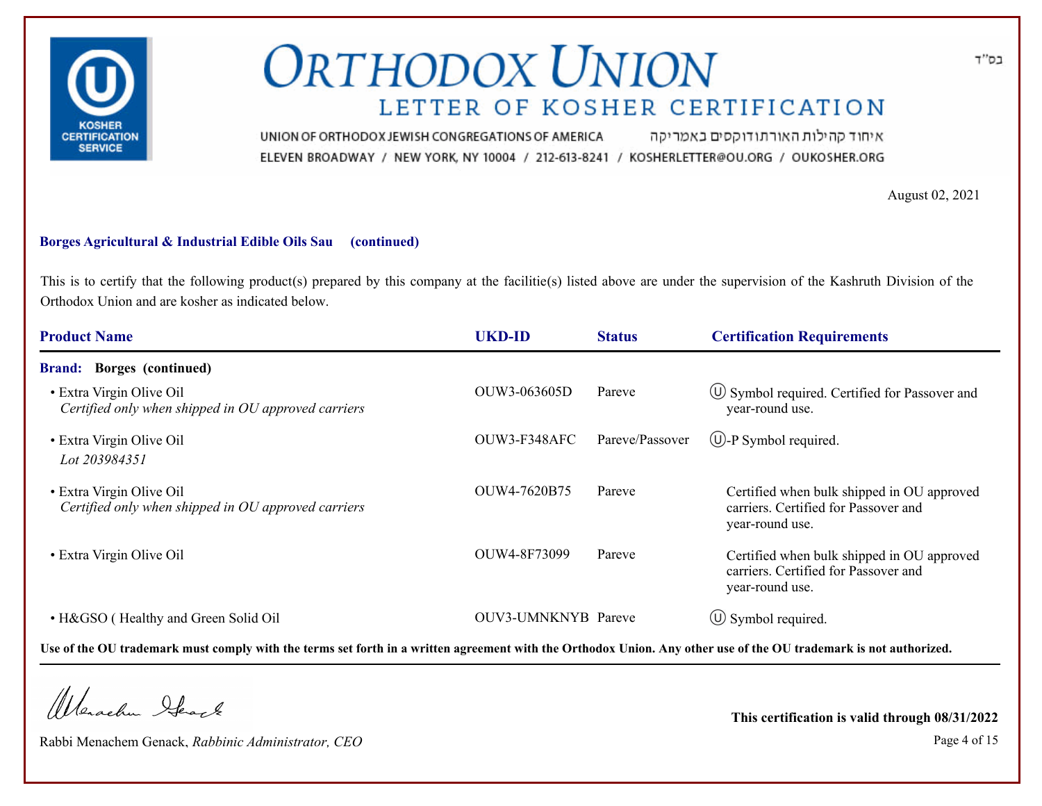בס"ד

# ORTHODOX UNION

## LETTER OF KOSHER CERTIFICATION

UNION OF ORTHODOX JEWISH CONGREGATIONS OF AMERICA איחוד קהילות האורתודוקסים באמריקה

ELEVEN BROADWAY / NEW YORK, NY 10004 / 212-613-8241 / KOSHERLETTER@OU.ORG / OUKOSHER.ORG

August 02, 2021

**Borges Agricultural & Industrial Edible Oils Sau (continued)**

This is to certify that the following product(s) prepared by this company at the facilitie(s) listed above are under the supervision of the Kashruth Division of the Orthodox Union and are kosher as indicated below.

| Product Name | UKD-ID | Status | Certification Requirements |
|---|---|---|---|
| **Brand: Borges (continued)** | | | |
| • Extra Virgin Olive Oil *Certified only when shipped in OU approved carriers* | OUW3-063605D | Pareve | Ⓤ Symbol required. Certified for Passover and year-round use. |
| • Extra Virgin Olive Oil *Lot 203984351* | OUW3-F348AFC | Pareve/Passover | Ⓤ-P Symbol required. |
| • Extra Virgin Olive Oil *Certified only when shipped in OU approved carriers* | OUW4-7620B75 | Pareve | Certified when bulk shipped in OU approved carriers. Certified for Passover and year-round use. |
| • Extra Virgin Olive Oil | OUW4-8F73099 | Pareve | Certified when bulk shipped in OU approved carriers. Certified for Passover and year-round use. |
| • H&GSO ( Healthy and Green Solid Oil | OUV3-UMNKNYB | Pareve | Ⓤ Symbol required. |

**Use of the OU trademark must comply with the terms set forth in a written agreement with the Orthodox Union. Any other use of the OU trademark is not authorized.**

Rabbi Menachem Genack, *Rabbinic Administrator, CEO*

**This certification is valid through 08/31/2022**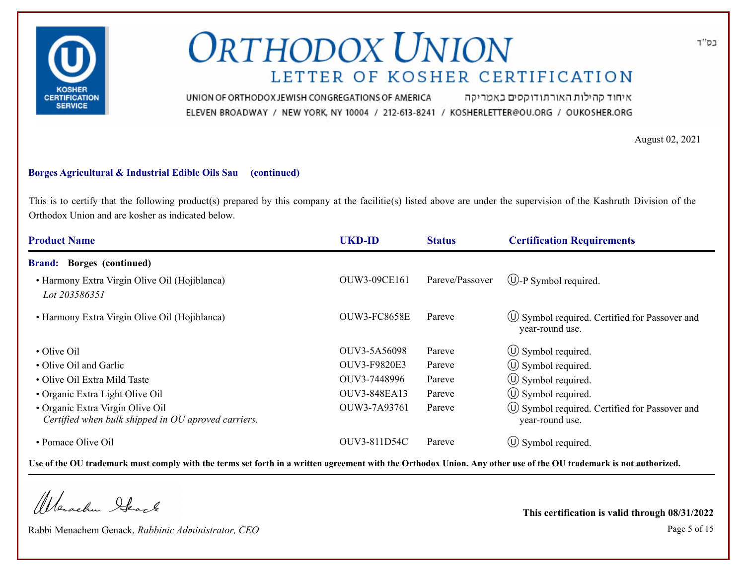# ORTHODOX UNION

## LETTER OF KOSHER CERTIFICATION

UNION OF ORTHODOX JEWISH CONGREGATIONS OF AMERICA איחוד קהילות האורתודוקסים באמריקה

ELEVEN BROADWAY / NEW YORK, NY 10004 / 212-613-8241 / KOSHERLETTER@OU.ORG / OUKOSHER.ORG

בס"ד

August 02, 2021

**Borges Agricultural & Industrial Edible Oils Sau (continued)**

This is to certify that the following product(s) prepared by this company at the facilitie(s) listed above are under the supervision of the Kashruth Division of the Orthodox Union and are kosher as indicated below.

| Product Name | UKD-ID | Status | Certification Requirements |
|---|---|---|---|
| **Brand: Borges (continued)** | | | |
| • Harmony Extra Virgin Olive Oil (Hojiblanca) *Lot 203586351* | OUW3-09CE161 | Pareve/Passover | Ⓤ-P Symbol required. |
| • Harmony Extra Virgin Olive Oil (Hojiblanca) | OUW3-FC8658E | Pareve | Ⓤ Symbol required. Certified for Passover and year-round use. |
| • Olive Oil | OUV3-5A56098 | Pareve | Ⓤ Symbol required. |
| • Olive Oil and Garlic | OUV3-F9820E3 | Pareve | Ⓤ Symbol required. |
| • Olive Oil Extra Mild Taste | OUV3-7448996 | Pareve | Ⓤ Symbol required. |
| • Organic Extra Light Olive Oil | OUV3-848EA13 | Pareve | Ⓤ Symbol required. |
| • Organic Extra Virgin Olive Oil *Certified when bulk shipped in OU aproved carriers.* | OUW3-7A93761 | Pareve | Ⓤ Symbol required. Certified for Passover and year-round use. |
| • Pomace Olive Oil | OUV3-811D54C | Pareve | Ⓤ Symbol required. |

**Use of the OU trademark must comply with the terms set forth in a written agreement with the Orthodox Union. Any other use of the OU trademark is not authorized.**

Rabbi Menachem Genack, *Rabbinic Administrator, CEO*

**This certification is valid through 08/31/2022**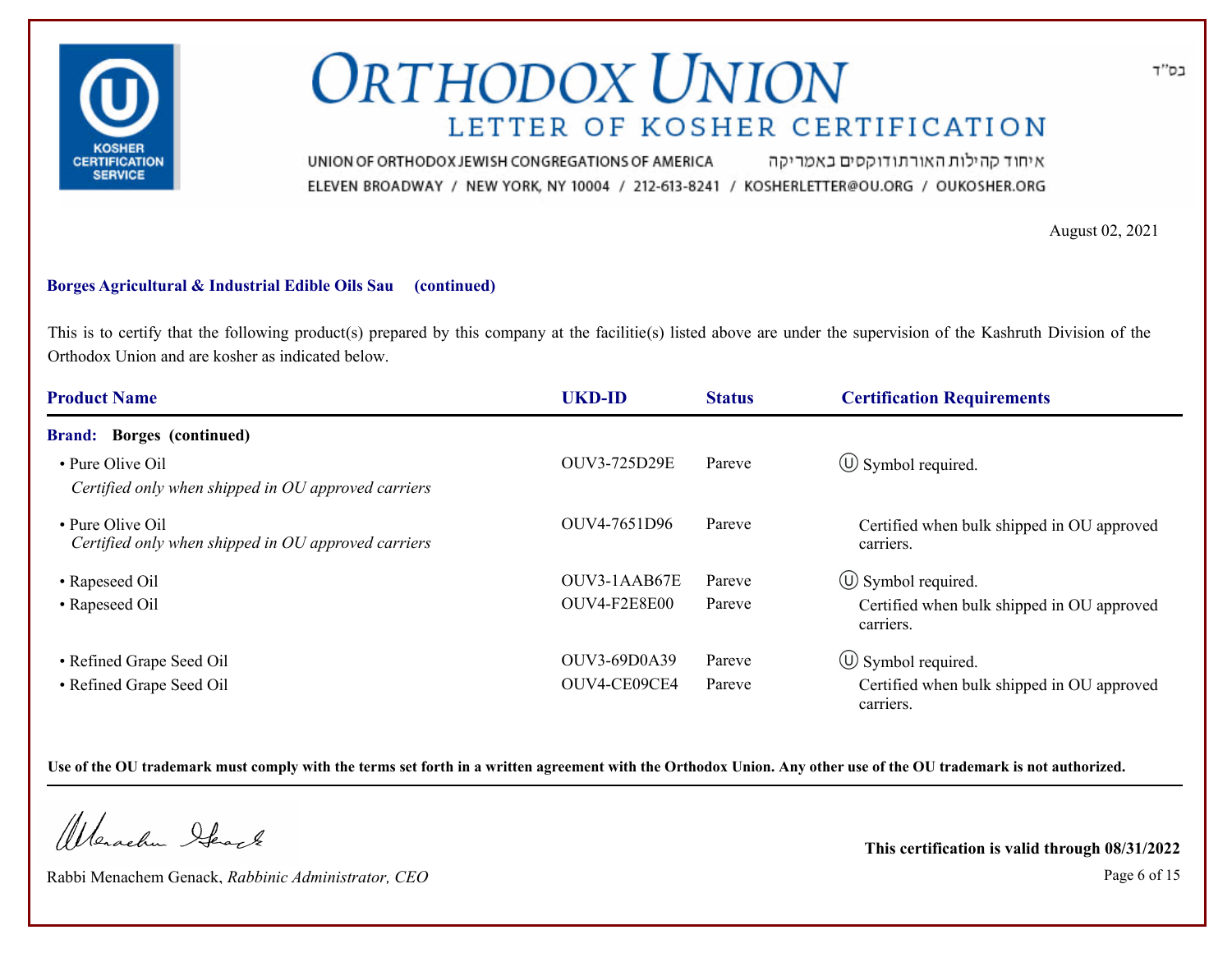בס"ד

# ORTHODOX UNION

## LETTER OF KOSHER CERTIFICATION

UNION OF ORTHODOX JEWISH CONGREGATIONS OF AMERICA איחוד קהילות האורתודוקסים באמריקה

ELEVEN BROADWAY / NEW YORK, NY 10004 / 212-613-8241 / KOSHERLETTER@OU.ORG / OUKOSHER.ORG

August 02, 2021

**Borges Agricultural & Industrial Edible Oils Sau (continued)**

This is to certify that the following product(s) prepared by this company at the facilitie(s) listed above are under the supervision of the Kashruth Division of the Orthodox Union and are kosher as indicated below.

| Product Name | UKD-ID | Status | Certification Requirements |
|---|---|---|---|
| **Brand: Borges (continued)** | | | |
| • Pure Olive Oil *Certified only when shipped in OU approved carriers* | OUV3-725D29E | Pareve | Ⓤ Symbol required. |
| • Pure Olive Oil *Certified only when shipped in OU approved carriers* | OUV4-7651D96 | Pareve | Certified when bulk shipped in OU approved carriers. |
| • Rapeseed Oil | OUV3-1AAB67E | Pareve | Ⓤ Symbol required. |
| • Rapeseed Oil | OUV4-F2E8E00 | Pareve | Certified when bulk shipped in OU approved carriers. |
| • Refined Grape Seed Oil | OUV3-69D0A39 | Pareve | Ⓤ Symbol required. |
| • Refined Grape Seed Oil | OUV4-CE09CE4 | Pareve | Certified when bulk shipped in OU approved carriers. |

**Use of the OU trademark must comply with the terms set forth in a written agreement with the Orthodox Union. Any other use of the OU trademark is not authorized.**

Rabbi Menachem Genack, *Rabbinic Administrator, CEO*

**This certification is valid through 08/31/2022**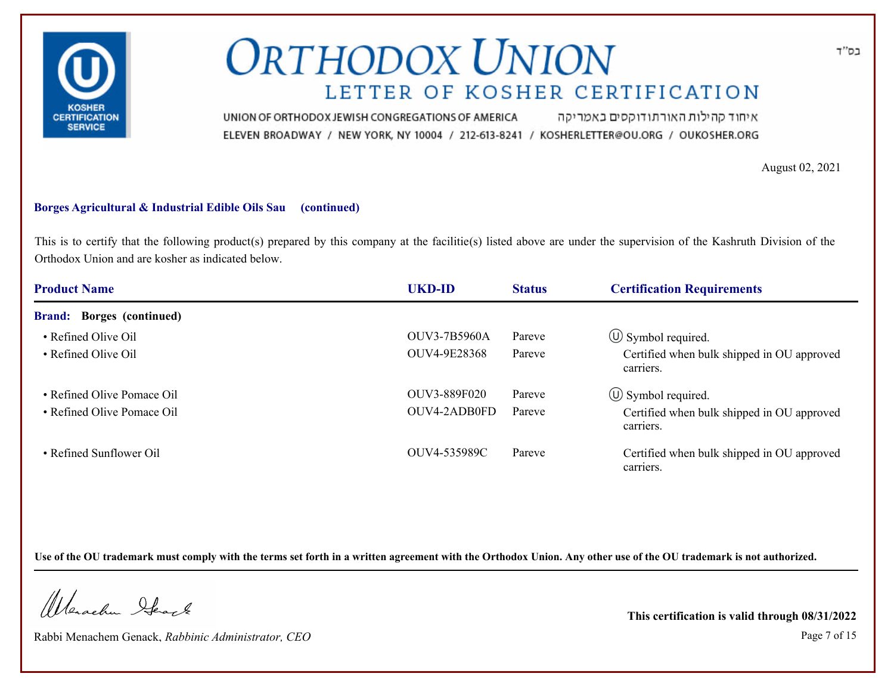בס"ד

# ORTHODOX UNION

## LETTER OF KOSHER CERTIFICATION

UNION OF ORTHODOX JEWISH CONGREGATIONS OF AMERICA איחוד קהילות האורתודוקסים באמריקה

ELEVEN BROADWAY / NEW YORK, NY 10004 / 212-613-8241 / KOSHERLETTER@OU.ORG / OUKOSHER.ORG

August 02, 2021

**Borges Agricultural & Industrial Edible Oils Sau (continued)**

This is to certify that the following product(s) prepared by this company at the facilitie(s) listed above are under the supervision of the Kashruth Division of the Orthodox Union and are kosher as indicated below.

| Product Name | UKD-ID | Status | Certification Requirements |
|---|---|---|---|
| **Brand: Borges (continued)** | | | |
| • Refined Olive Oil | OUV3-7B5960A | Pareve | Ⓤ Symbol required. |
| • Refined Olive Oil | OUV4-9E28368 | Pareve | Certified when bulk shipped in OU approved carriers. |
| • Refined Olive Pomace Oil | OUV3-889F020 | Pareve | Ⓤ Symbol required. |
| • Refined Olive Pomace Oil | OUV4-2ADB0FD | Pareve | Certified when bulk shipped in OU approved carriers. |
| • Refined Sunflower Oil | OUV4-535989C | Pareve | Certified when bulk shipped in OU approved carriers. |

**Use of the OU trademark must comply with the terms set forth in a written agreement with the Orthodox Union. Any other use of the OU trademark is not authorized.**

Rabbi Menachem Genack, *Rabbinic Administrator, CEO*

**This certification is valid through 08/31/2022**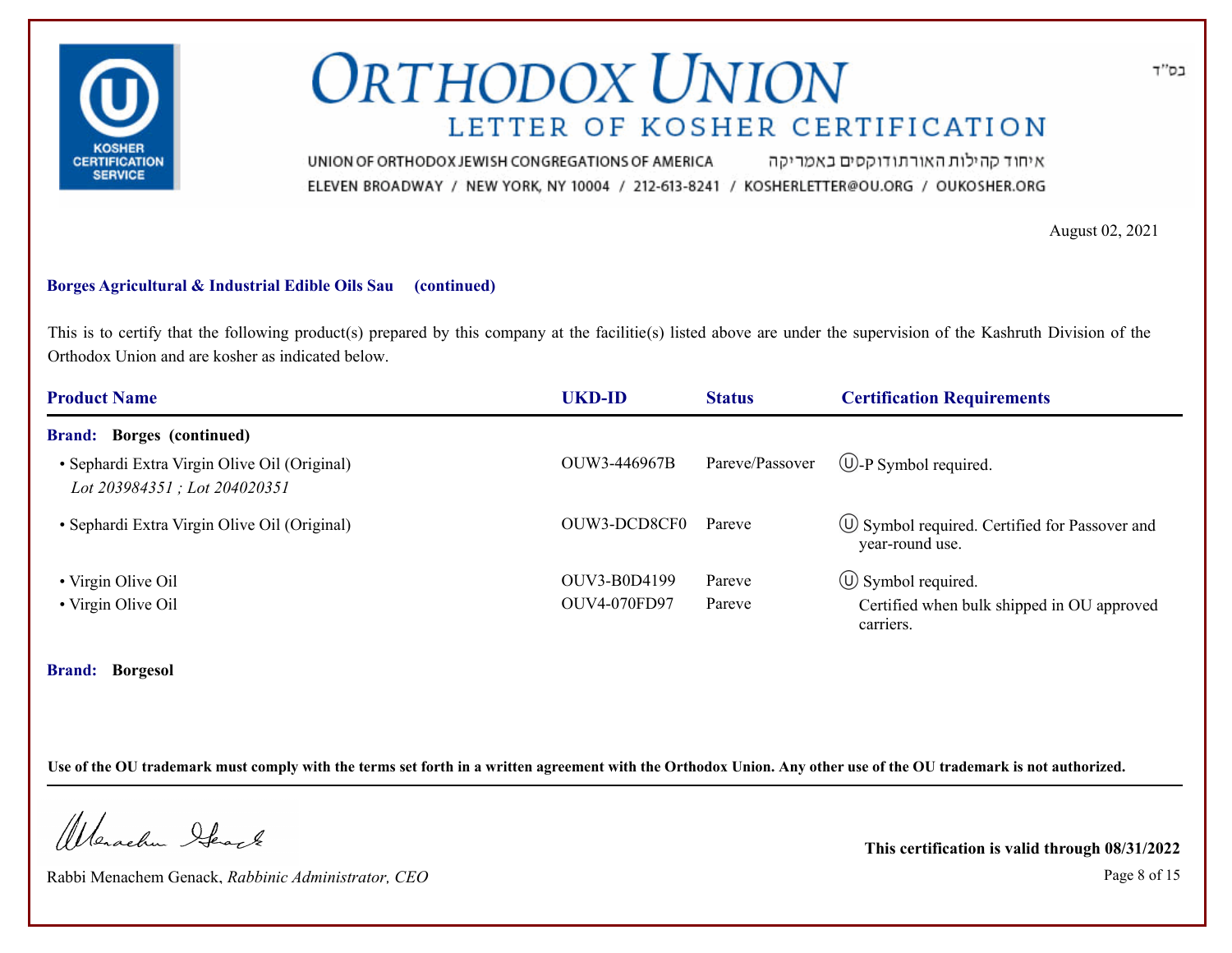בס"ד

# ORTHODOX UNION

## LETTER OF KOSHER CERTIFICATION

UNION OF ORTHODOX JEWISH CONGREGATIONS OF AMERICA איחוד קהילות האורתודוקסים באמריקה
ELEVEN BROADWAY / NEW YORK, NY 10004 / 212-613-8241 / KOSHERLETTER@OU.ORG / OUKOSHER.ORG

August 02, 2021

**Borges Agricultural & Industrial Edible Oils Sau (continued)**

This is to certify that the following product(s) prepared by this company at the facilitie(s) listed above are under the supervision of the Kashruth Division of the Orthodox Union and are kosher as indicated below.

| Product Name | UKD-ID | Status | Certification Requirements |
|---|---|---|---|
| **Brand: Borges (continued)** | | | |
| • Sephardi Extra Virgin Olive Oil (Original) *Lot 203984351 ; Lot 204020351* | OUW3-446967B | Pareve/Passover | Ⓤ-P Symbol required. |
| • Sephardi Extra Virgin Olive Oil (Original) | OUW3-DCD8CF0 | Pareve | Ⓤ Symbol required. Certified for Passover and year-round use. |
| • Virgin Olive Oil | OUV3-B0D4199 | Pareve | Ⓤ Symbol required. |
| • Virgin Olive Oil | OUV4-070FD97 | Pareve | Certified when bulk shipped in OU approved carriers. |
| **Brand: Borgesol** | | | |

**Use of the OU trademark must comply with the terms set forth in a written agreement with the Orthodox Union. Any other use of the OU trademark is not authorized.**

Rabbi Menachem Genack, *Rabbinic Administrator, CEO*

**This certification is valid through 08/31/2022**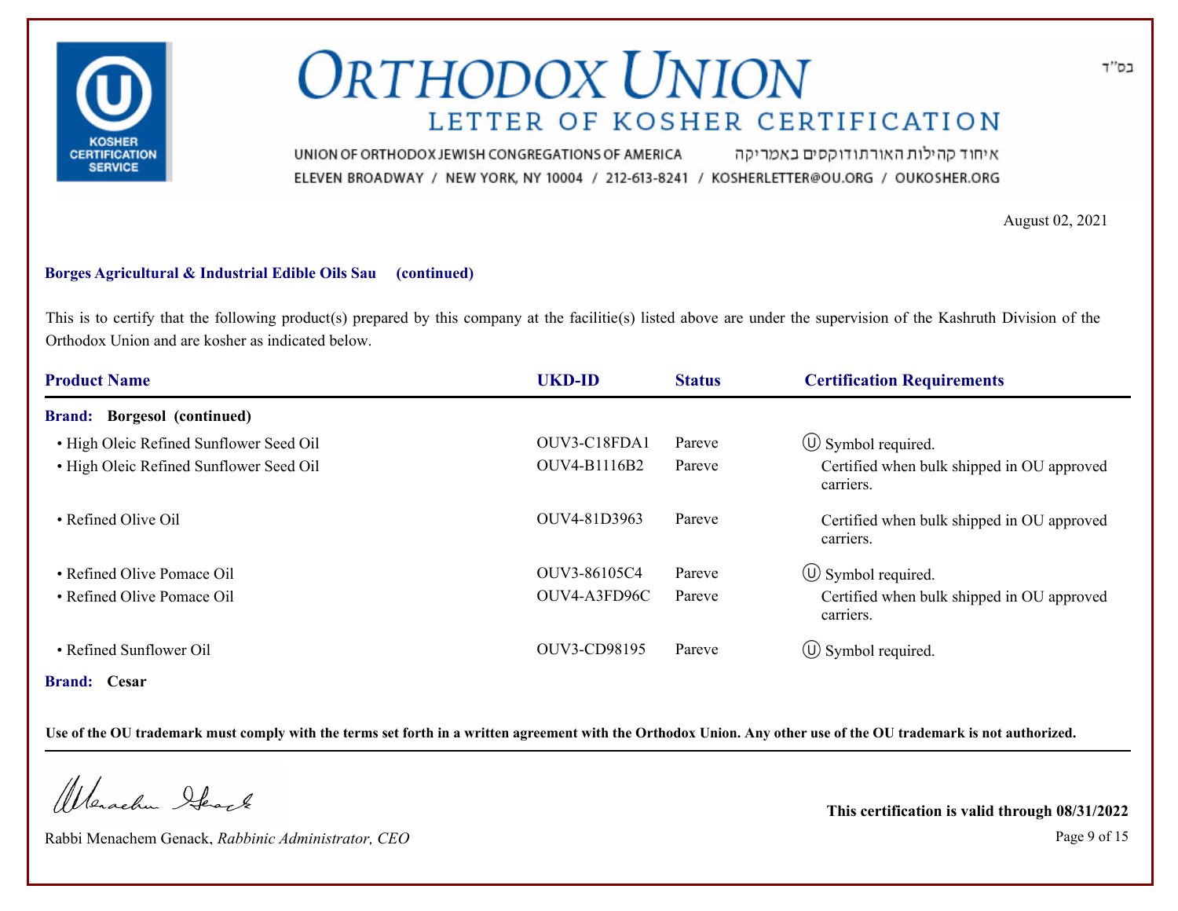# ORTHODOX UNION

## LETTER OF KOSHER CERTIFICATION

בס"ד

UNION OF ORTHODOX JEWISH CONGREGATIONS OF AMERICA איחוד קהילות האורתודוקסים באמריקה

ELEVEN BROADWAY / NEW YORK, NY 10004 / 212-613-8241 / KOSHERLETTER@OU.ORG / OUKOSHER.ORG

August 02, 2021

**Borges Agricultural & Industrial Edible Oils Sau (continued)**

This is to certify that the following product(s) prepared by this company at the facilitie(s) listed above are under the supervision of the Kashruth Division of the Orthodox Union and are kosher as indicated below.

| Product Name | UKD-ID | Status | Certification Requirements |
|---|---|---|---|
| **Brand: Borgesol (continued)** | | | |
| • High Oleic Refined Sunflower Seed Oil | OUV3-C18FDA1 | Pareve | Ⓤ Symbol required. |
| • High Oleic Refined Sunflower Seed Oil | OUV4-B1116B2 | Pareve | Certified when bulk shipped in OU approved carriers. |
| • Refined Olive Oil | OUV4-81D3963 | Pareve | Certified when bulk shipped in OU approved carriers. |
| • Refined Olive Pomace Oil | OUV3-86105C4 | Pareve | Ⓤ Symbol required. |
| • Refined Olive Pomace Oil | OUV4-A3FD96C | Pareve | Certified when bulk shipped in OU approved carriers. |
| • Refined Sunflower Oil | OUV3-CD98195 | Pareve | Ⓤ Symbol required. |
| **Brand: Cesar** | | | |

**Use of the OU trademark must comply with the terms set forth in a written agreement with the Orthodox Union. Any other use of the OU trademark is not authorized.**

Rabbi Menachem Genack, *Rabbinic Administrator, CEO*

**This certification is valid through 08/31/2022**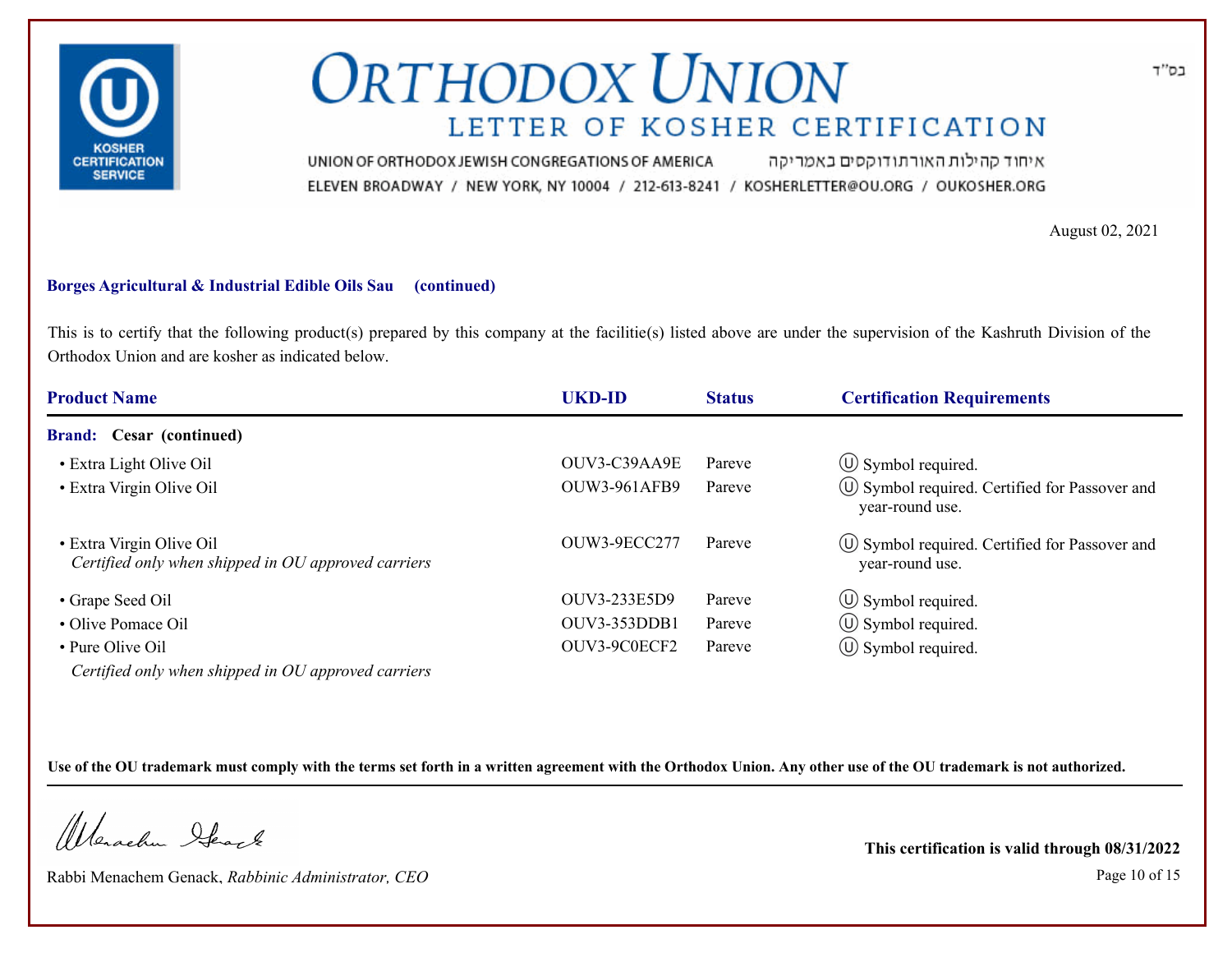# ORTHODOX UNION

## LETTER OF KOSHER CERTIFICATION

בס"ד

UNION OF ORTHODOX JEWISH CONGREGATIONS OF AMERICA איחוד קהילות האורתודוקסים באמריקה

ELEVEN BROADWAY / NEW YORK, NY 10004 / 212-613-8241 / KOSHERLETTER@OU.ORG / OUKOSHER.ORG

August 02, 2021

**Borges Agricultural & Industrial Edible Oils Sau (continued)**

This is to certify that the following product(s) prepared by this company at the facilitie(s) listed above are under the supervision of the Kashruth Division of the Orthodox Union and are kosher as indicated below.

| Product Name | UKD-ID | Status | Certification Requirements |
|---|---|---|---|
| **Brand: Cesar (continued)** | | | |
| • Extra Light Olive Oil | OUV3-C39AA9E | Pareve | Ⓤ Symbol required. |
| • Extra Virgin Olive Oil | OUW3-961AFB9 | Pareve | Ⓤ Symbol required. Certified for Passover and year-round use. |
| • Extra Virgin Olive Oil *Certified only when shipped in OU approved carriers* | OUW3-9ECC277 | Pareve | Ⓤ Symbol required. Certified for Passover and year-round use. |
| • Grape Seed Oil | OUV3-233E5D9 | Pareve | Ⓤ Symbol required. |
| • Olive Pomace Oil | OUV3-353DDB1 | Pareve | Ⓤ Symbol required. |
| • Pure Olive Oil *Certified only when shipped in OU approved carriers* | OUV3-9C0ECF2 | Pareve | Ⓤ Symbol required. |

**Use of the OU trademark must comply with the terms set forth in a written agreement with the Orthodox Union. Any other use of the OU trademark is not authorized.**

Rabbi Menachem Genack, *Rabbinic Administrator, CEO*

**This certification is valid through 08/31/2022**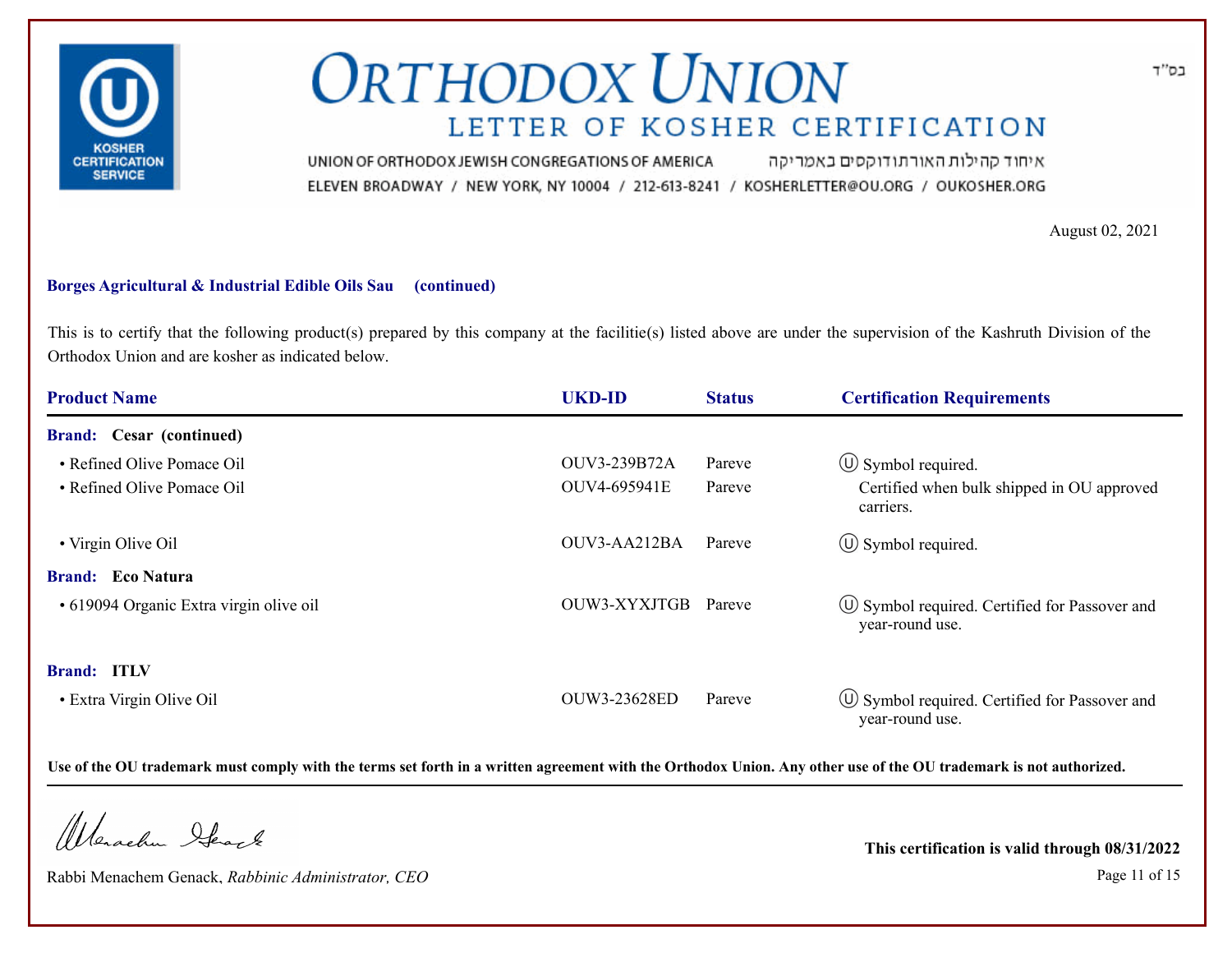# ORTHODOX UNION

## LETTER OF KOSHER CERTIFICATION

UNION OF ORTHODOX JEWISH CONGREGATIONS OF AMERICA איחוד קהילות האורתודוקסים באמריקה

ELEVEN BROADWAY / NEW YORK, NY 10004 / 212-613-8241 / KOSHERLETTER@OU.ORG / OUKOSHER.ORG

בס"ד

August 02, 2021

**Borges Agricultural & Industrial Edible Oils Sau (continued)**

This is to certify that the following product(s) prepared by this company at the facilitie(s) listed above are under the supervision of the Kashruth Division of the Orthodox Union and are kosher as indicated below.

| Product Name | UKD-ID | Status | Certification Requirements |
|---|---|---|---|
| **Brand: Cesar (continued)** | | | |
| • Refined Olive Pomace Oil | OUV3-239B72A | Pareve | Ⓤ Symbol required. |
| • Refined Olive Pomace Oil | OUV4-695941E | Pareve | Certified when bulk shipped in OU approved carriers. |
| • Virgin Olive Oil | OUV3-AA212BA | Pareve | Ⓤ Symbol required. |
| **Brand: Eco Natura** | | | |
| • 619094 Organic Extra virgin olive oil | OUW3-XYXJTGB | Pareve | Ⓤ Symbol required. Certified for Passover and year-round use. |
| **Brand: ITLV** | | | |
| • Extra Virgin Olive Oil | OUW3-23628ED | Pareve | Ⓤ Symbol required. Certified for Passover and year-round use. |

**Use of the OU trademark must comply with the terms set forth in a written agreement with the Orthodox Union. Any other use of the OU trademark is not authorized.**

Rabbi Menachem Genack, *Rabbinic Administrator, CEO*

**This certification is valid through 08/31/2022**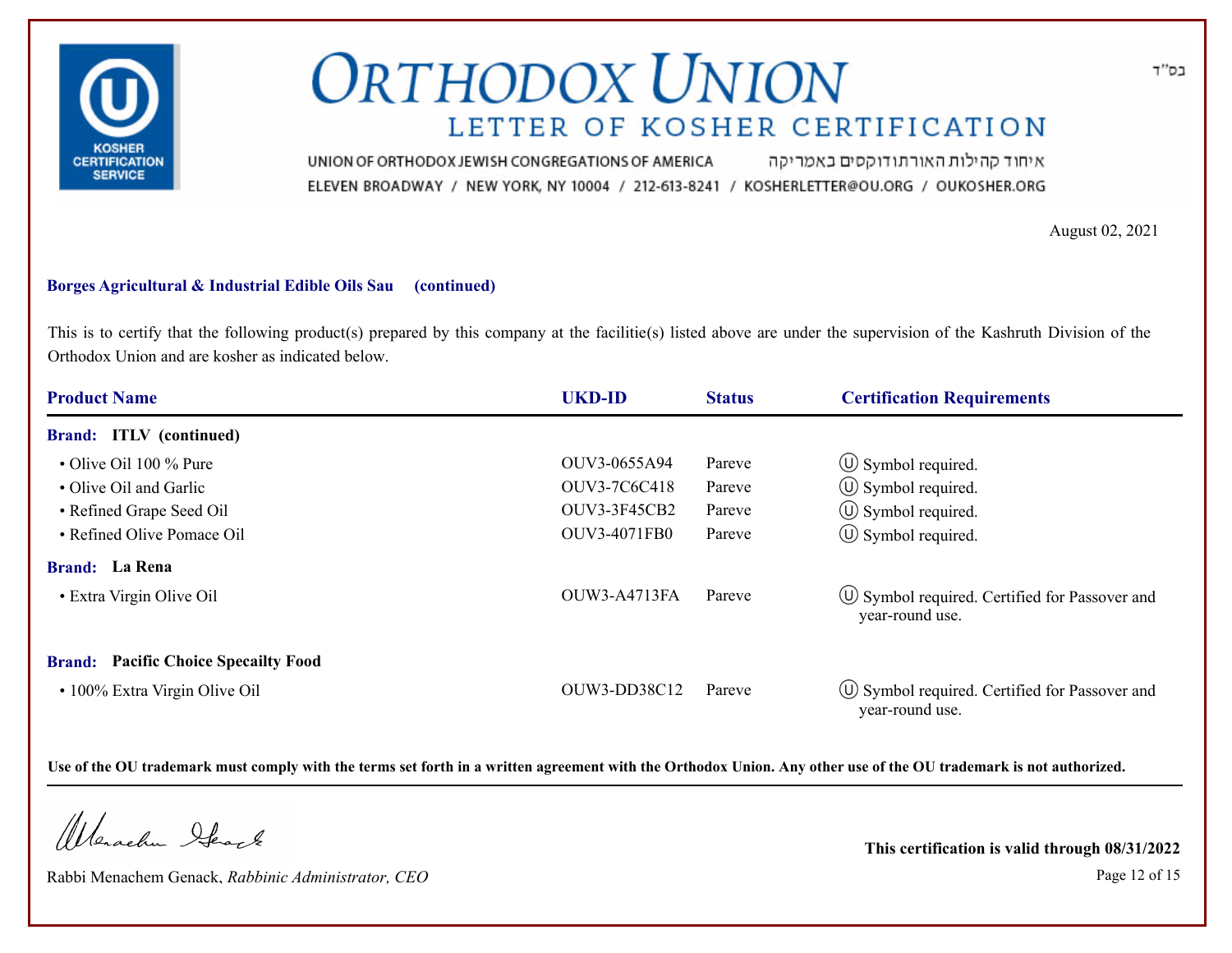בס"ד

# ORTHODOX UNION

## LETTER OF KOSHER CERTIFICATION

UNION OF ORTHODOX JEWISH CONGREGATIONS OF AMERICA איחוד קהילות האורתודוקסים באמריקה

ELEVEN BROADWAY / NEW YORK, NY 10004 / 212-613-8241 / KOSHERLETTER@OU.ORG / OUKOSHER.ORG

August 02, 2021

**Borges Agricultural & Industrial Edible Oils Sau (continued)**

This is to certify that the following product(s) prepared by this company at the facilitie(s) listed above are under the supervision of the Kashruth Division of the Orthodox Union and are kosher as indicated below.

| Product Name | UKD-ID | Status | Certification Requirements |
|---|---|---|---|
| **Brand: ITLV (continued)** | | | |
| • Olive Oil 100 % Pure | OUV3-0655A94 | Pareve | Ⓤ Symbol required. |
| • Olive Oil and Garlic | OUV3-7C6C418 | Pareve | Ⓤ Symbol required. |
| • Refined Grape Seed Oil | OUV3-3F45CB2 | Pareve | Ⓤ Symbol required. |
| • Refined Olive Pomace Oil | OUV3-4071FB0 | Pareve | Ⓤ Symbol required. |
| **Brand: La Rena** | | | |
| • Extra Virgin Olive Oil | OUW3-A4713FA | Pareve | Ⓤ Symbol required. Certified for Passover and year-round use. |
| **Brand: Pacific Choice Specailty Food** | | | |
| • 100% Extra Virgin Olive Oil | OUW3-DD38C12 | Pareve | Ⓤ Symbol required. Certified for Passover and year-round use. |

**Use of the OU trademark must comply with the terms set forth in a written agreement with the Orthodox Union. Any other use of the OU trademark is not authorized.**

Rabbi Menachem Genack, *Rabbinic Administrator, CEO*

**This certification is valid through 08/31/2022**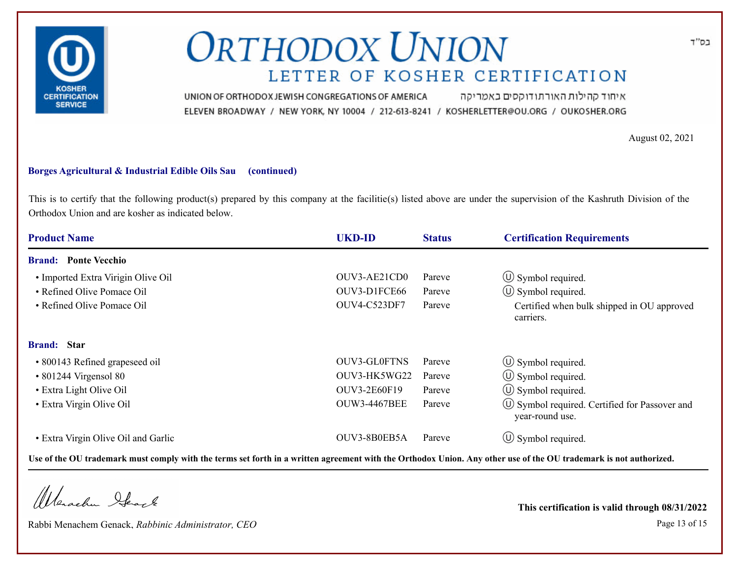# ORTHODOX UNION
## LETTER OF KOSHER CERTIFICATION

בס"ד

UNION OF ORTHODOX JEWISH CONGREGATIONS OF AMERICA איחוד קהילות האורתודוקסים באמריקה
ELEVEN BROADWAY / NEW YORK, NY 10004 / 212-613-8241 / KOSHERLETTER@OU.ORG / OUKOSHER.ORG

August 02, 2021

**Borges Agricultural & Industrial Edible Oils Sau (continued)**

This is to certify that the following product(s) prepared by this company at the facilitie(s) listed above are under the supervision of the Kashruth Division of the Orthodox Union and are kosher as indicated below.

| Product Name | UKD-ID | Status | Certification Requirements |
|---|---|---|---|
| **Brand: Ponte Vecchio** | | | |
| • Imported Extra Virigin Olive Oil | OUV3-AE21CD0 | Pareve | Ⓤ Symbol required. |
| • Refined Olive Pomace Oil | OUV3-D1FCE66 | Pareve | Ⓤ Symbol required. |
| • Refined Olive Pomace Oil | OUV4-C523DF7 | Pareve | Certified when bulk shipped in OU approved carriers. |
| **Brand: Star** | | | |
| • 800143 Refined grapeseed oil | OUV3-GL0FTNS | Pareve | Ⓤ Symbol required. |
| • 801244 Virgensol 80 | OUV3-HK5WG22 | Pareve | Ⓤ Symbol required. |
| • Extra Light Olive Oil | OUV3-2E60F19 | Pareve | Ⓤ Symbol required. |
| • Extra Virgin Olive Oil | OUW3-4467BEE | Pareve | Ⓤ Symbol required. Certified for Passover and year-round use. |
| • Extra Virgin Olive Oil and Garlic | OUV3-8B0EB5A | Pareve | Ⓤ Symbol required. |

**Use of the OU trademark must comply with the terms set forth in a written agreement with the Orthodox Union. Any other use of the OU trademark is not authorized.**

Rabbi Menachem Genack, *Rabbinic Administrator, CEO*

**This certification is valid through 08/31/2022**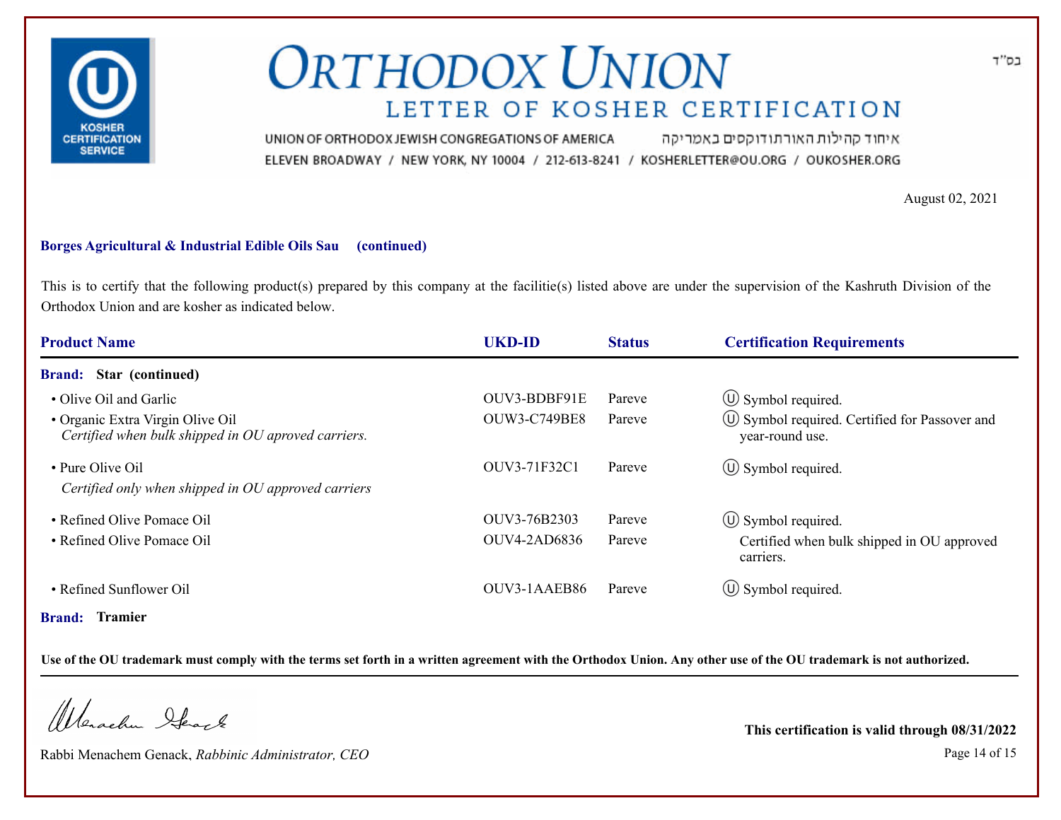# ORTHODOX UNION

## LETTER OF KOSHER CERTIFICATION

KOSHER CERTIFICATION SERVICE

בס"ד

UNION OF ORTHODOX JEWISH CONGREGATIONS OF AMERICA איחוד קהילות האורתודוקסים באמריקה

ELEVEN BROADWAY / NEW YORK, NY 10004 / 212-613-8241 / KOSHERLETTER@OU.ORG / OUKOSHER.ORG

August 02, 2021

**Borges Agricultural & Industrial Edible Oils Sau (continued)**

This is to certify that the following product(s) prepared by this company at the facilitie(s) listed above are under the supervision of the Kashruth Division of the Orthodox Union and are kosher as indicated below.

| Product Name | UKD-ID | Status | Certification Requirements |
|---|---|---|---|
| **Brand: Star (continued)** | | | |
| • Olive Oil and Garlic | OUV3-BDBF91E | Pareve | Ⓤ Symbol required. |
| • Organic Extra Virgin Olive Oil<br>*Certified when bulk shipped in OU aproved carriers.* | OUW3-C749BE8 | Pareve | Ⓤ Symbol required. Certified for Passover and year-round use. |
| • Pure Olive Oil<br>*Certified only when shipped in OU approved carriers* | OUV3-71F32C1 | Pareve | Ⓤ Symbol required. |
| • Refined Olive Pomace Oil | OUV3-76B2303 | Pareve | Ⓤ Symbol required. |
| • Refined Olive Pomace Oil | OUV4-2AD6836 | Pareve | Certified when bulk shipped in OU approved carriers. |
| • Refined Sunflower Oil | OUV3-1AAEB86 | Pareve | Ⓤ Symbol required. |
| **Brand: Tramier** | | | |

**Use of the OU trademark must comply with the terms set forth in a written agreement with the Orthodox Union. Any other use of the OU trademark is not authorized.**

Rabbi Menachem Genack, *Rabbinic Administrator, CEO*

**This certification is valid through 08/31/2022**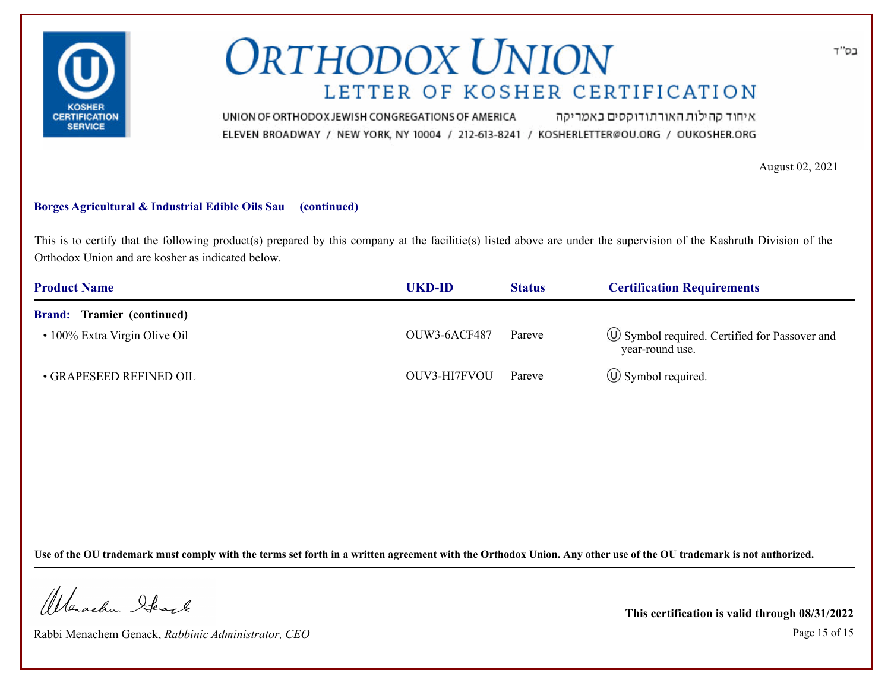בס"ד

# ORTHODOX UNION

## LETTER OF KOSHER CERTIFICATION

UNION OF ORTHODOX JEWISH CONGREGATIONS OF AMERICA איחוד קהילות האורתודוקסים באמריקה

ELEVEN BROADWAY / NEW YORK, NY 10004 / 212-613-8241 / KOSHERLETTER@OU.ORG / OUKOSHER.ORG

August 02, 2021

**Borges Agricultural & Industrial Edible Oils Sau (continued)**

This is to certify that the following product(s) prepared by this company at the facilitie(s) listed above are under the supervision of the Kashruth Division of the Orthodox Union and are kosher as indicated below.

| Product Name | UKD-ID | Status | Certification Requirements |
|---|---|---|---|
| **Brand: Tramier (continued)** | | | |
| • 100% Extra Virgin Olive Oil | OUW3-6ACF487 | Pareve | Ⓤ Symbol required. Certified for Passover and year-round use. |
| • GRAPESEED REFINED OIL | OUV3-HI7FVOU | Pareve | Ⓤ Symbol required. |

**Use of the OU trademark must comply with the terms set forth in a written agreement with the Orthodox Union. Any other use of the OU trademark is not authorized.**

Rabbi Menachem Genack, *Rabbinic Administrator, CEO*

**This certification is valid through 08/31/2022**